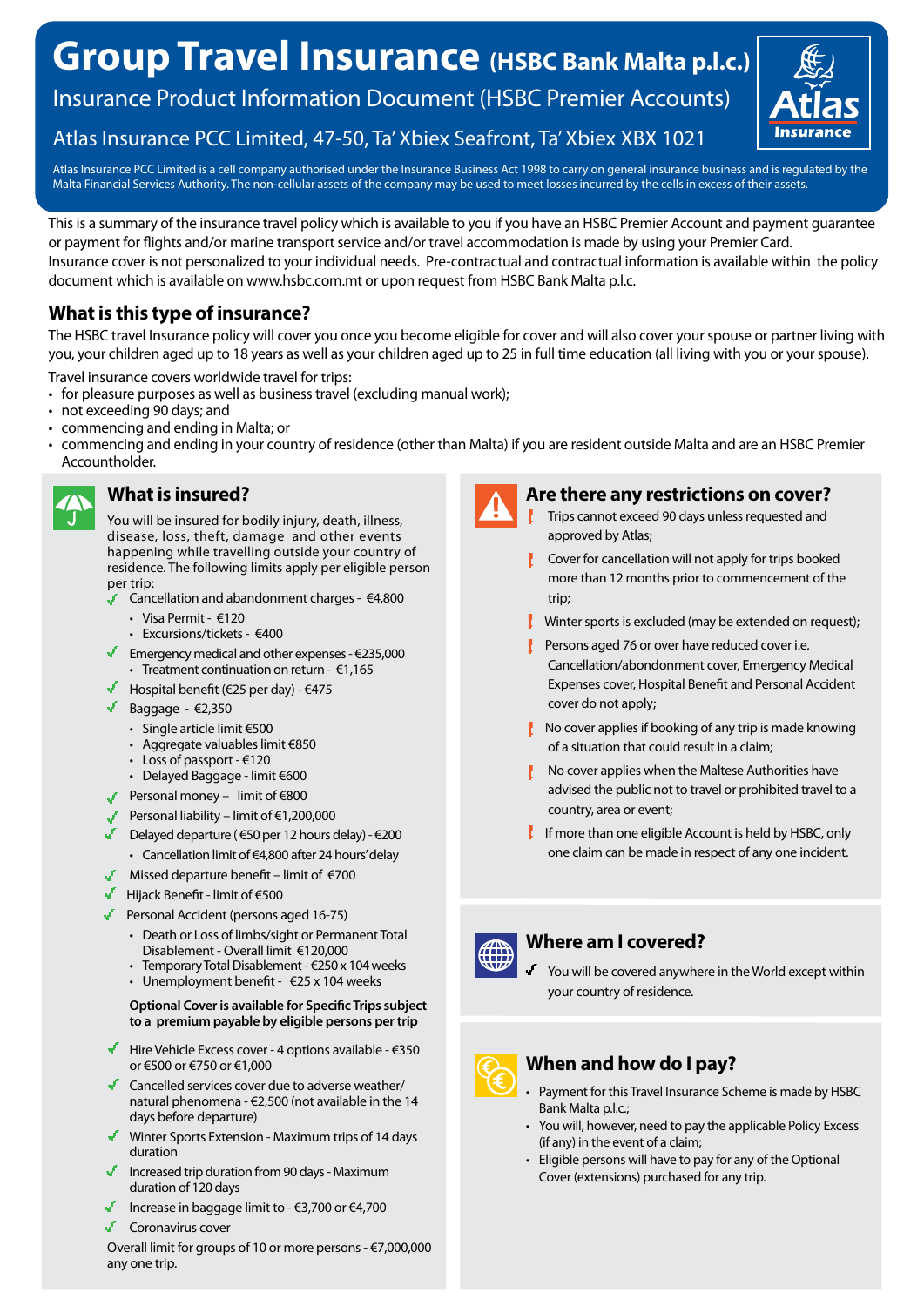# Group Travel Insurance (HSBC Bank Malta p.l.c.)

## Insurance Product Information Document (HSBC Premier Accounts)

### Atlas Insurance PCC Limited, 47-50, Ta' Xbiex Seafront, Ta' Xbiex XBX 1021

Atlas Insurance PCC Limited is a cell company authorised under the Insurance Business Act 1998 to carry on general insurance business and is regulated by the Malta Financial Services Authority. The non-cellular assets of the company may be used to meet losses incurred by the cells in excess of their assets.

This is a summary of the insurance travel policy which is available to you if you have an HSBC Premier Account and payment guarantee or payment for flights and/or marine transport service and/or travel accommodation is made by using your Premier Card. Insurance cover is not personalized to your individual needs. Pre-contractual and contractual information is available within the policy document which is available on www.hsbc.com.mt or upon request from HSBC Bank Malta p.l.c.

## What is this type of insurance?

The HSBC travel Insurance policy will cover you once you become eligible for cover and will also cover your spouse or partner living with you, your children aged up to 18 years as well as your children aged up to 25 in full time education (all living with you or your spouse).

Travel insurance covers worldwide travel for trips:

- for pleasure purposes as well as business travel (excluding manual work);
- not exceeding 90 days; and
- commencing and ending in Malta; or
- commencing and ending in your country of residence (other than Malta) if you are resident outside Malta and are an HSBC Premier Accountholder.

## What is insured?

You will be insured for bodily injury, death, illness, disease, loss, theft, damage and other events happening while travelling outside your country of residence. The following limits apply per eligible person per trip:

- ✓ Cancellation and abandonment charges - €4,800
  - Visa Permit - €120
  - Excursions/tickets - €400
- ✓ Emergency medical and other expenses - €235,000
  - Treatment continuation on return - €1,165
- ✓ Hospital benefit (€25 per day) - €475
- ✓ Baggage - €2,350
  - Single article limit €500
  - Aggregate valuables limit €850
  - Loss of passport - €120
  - Delayed Baggage - limit €600
- ✓ Personal money – limit of €800
- ✓ Personal liability – limit of €1,200,000
- ✓ Delayed departure ( €50 per 12 hours delay) - €200
  - Cancellation limit of €4,800 after 24 hours' delay
- ✓ Missed departure benefit – limit of €700
- ✓ Hijack Benefit - limit of €500
- ✓ Personal Accident (persons aged 16-75)
  - Death or Loss of limbs/sight or Permanent Total Disablement - Overall limit €120,000
  - Temporary Total Disablement - €250 x 104 weeks
  - Unemployment benefit - €25 x 104 weeks

**Optional Cover is available for Specific Trips subject to a premium payable by eligible persons per trip**

- ✓ Hire Vehicle Excess cover - 4 options available - €350 or €500 or €750 or €1,000
- ✓ Cancelled services cover due to adverse weather/ natural phenomena - €2,500 (not available in the 14 days before departure)
- ✓ Winter Sports Extension - Maximum trips of 14 days duration
- ✓ Increased trip duration from 90 days - Maximum duration of 120 days
- ✓ Increase in baggage limit to - €3,700 or €4,700
- ✓ Coronavirus cover

Overall limit for groups of 10 or more persons - €7,000,000 any one trlp.

## Are there any restrictions on cover?

- ! Trips cannot exceed 90 days unless requested and approved by Atlas;
- ! Cover for cancellation will not apply for trips booked more than 12 months prior to commencement of the trip;
- ! Winter sports is excluded (may be extended on request);
- ! Persons aged 76 or over have reduced cover i.e. Cancellation/abondonment cover, Emergency Medical Expenses cover, Hospital Benefit and Personal Accident cover do not apply;
- ! No cover applies if booking of any trip is made knowing of a situation that could result in a claim;
- ! No cover applies when the Maltese Authorities have advised the public not to travel or prohibited travel to a country, area or event;
- ! If more than one eligible Account is held by HSBC, only one claim can be made in respect of any one incident.

## Where am I covered?

- ✓ You will be covered anywhere in the World except within your country of residence.

## When and how do I pay?

- Payment for this Travel Insurance Scheme is made by HSBC Bank Malta p.l.c.;
- You will, however, need to pay the applicable Policy Excess (if any) in the event of a claim;
- Eligible persons will have to pay for any of the Optional Cover (extensions) purchased for any trip.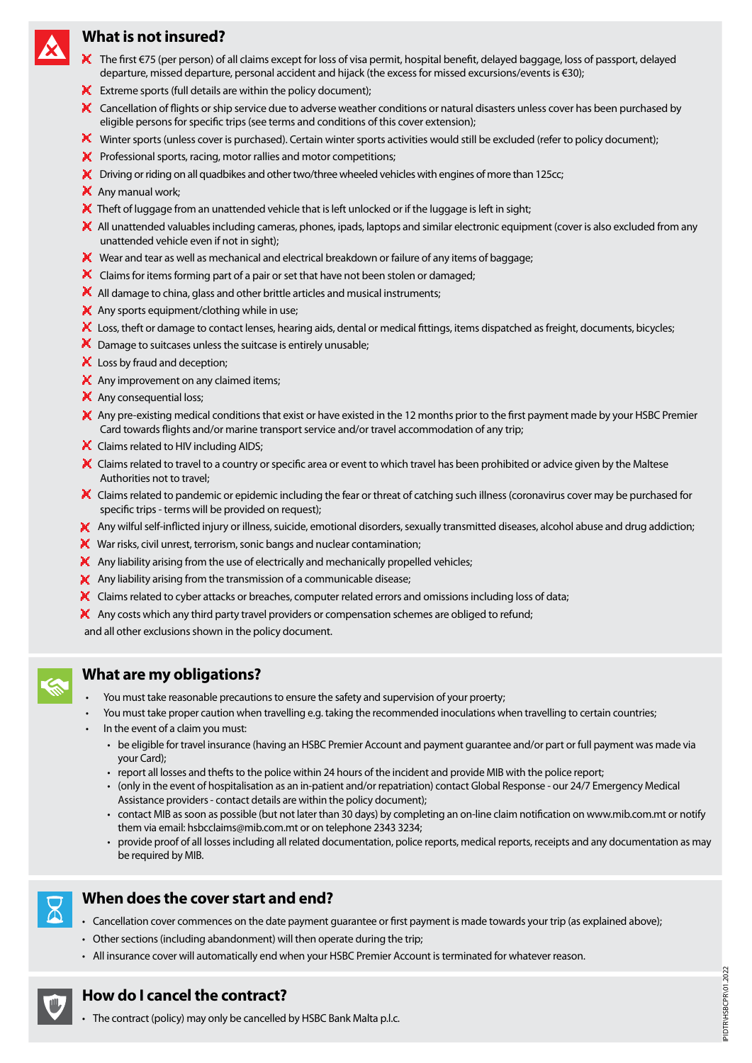## What is not insured?

- ✘ The first €75 (per person) of all claims except for loss of visa permit, hospital benefit, delayed baggage, loss of passport, delayed departure, missed departure, personal accident and hijack (the excess for missed excursions/events is €30);
- ✘ Extreme sports (full details are within the policy document);
- ✘ Cancellation of flights or ship service due to adverse weather conditions or natural disasters unless cover has been purchased by eligible persons for specific trips (see terms and conditions of this cover extension);
- ✘ Winter sports (unless cover is purchased). Certain winter sports activities would still be excluded (refer to policy document);
- ✘ Professional sports, racing, motor rallies and motor competitions;
- ✘ Driving or riding on all quadbikes and other two/three wheeled vehicles with engines of more than 125cc;
- ✘ Any manual work;
- ✘ Theft of luggage from an unattended vehicle that is left unlocked or if the luggage is left in sight;
- ✘ All unattended valuables including cameras, phones, ipads, laptops and similar electronic equipment (cover is also excluded from any unattended vehicle even if not in sight);
- ✘ Wear and tear as well as mechanical and electrical breakdown or failure of any items of baggage;
- ✘ Claims for items forming part of a pair or set that have not been stolen or damaged;
- ✘ All damage to china, glass and other brittle articles and musical instruments;
- ✘ Any sports equipment/clothing while in use;
- ✘ Loss, theft or damage to contact lenses, hearing aids, dental or medical fittings, items dispatched as freight, documents, bicycles;
- ✘ Damage to suitcases unless the suitcase is entirely unusable;
- ✘ Loss by fraud and deception;
- ✘ Any improvement on any claimed items;
- ✘ Any consequential loss;
- ✘ Any pre-existing medical conditions that exist or have existed in the 12 months prior to the first payment made by your HSBC Premier Card towards flights and/or marine transport service and/or travel accommodation of any trip;
- ✘ Claims related to HIV including AIDS;
- ✘ Claims related to travel to a country or specific area or event to which travel has been prohibited or advice given by the Maltese Authorities not to travel;
- ✘ Claims related to pandemic or epidemic including the fear or threat of catching such illness (coronavirus cover may be purchased for specific trips - terms will be provided on request);
- ✘ Any wilful self-inflicted injury or illness, suicide, emotional disorders, sexually transmitted diseases, alcohol abuse and drug addiction;
- ✘ War risks, civil unrest, terrorism, sonic bangs and nuclear contamination;
- ✘ Any liability arising from the use of electrically and mechanically propelled vehicles;
- ✘ Any liability arising from the transmission of a communicable disease;
- ✘ Claims related to cyber attacks or breaches, computer related errors and omissions including loss of data;
- ✘ Any costs which any third party travel providers or compensation schemes are obliged to refund;

and all other exclusions shown in the policy document.

## What are my obligations?

- You must take reasonable precautions to ensure the safety and supervision of your proerty;
- You must take proper caution when travelling e.g. taking the recommended inoculations when travelling to certain countries;
- In the event of a claim you must:
  - be eligible for travel insurance (having an HSBC Premier Account and payment guarantee and/or part or full payment was made via your Card);
  - report all losses and thefts to the police within 24 hours of the incident and provide MIB with the police report;
  - (only in the event of hospitalisation as an in-patient and/or repatriation) contact Global Response - our 24/7 Emergency Medical Assistance providers - contact details are within the policy document);
  - contact MIB as soon as possible (but not later than 30 days) by completing an on-line claim notification on www.mib.com.mt or notify them via email: hsbcclaims@mib.com.mt or on telephone 2343 3234;
  - provide proof of all losses including all related documentation, police reports, medical reports, receipts and any documentation as may be required by MIB.

## When does the cover start and end?

- Cancellation cover commences on the date payment guarantee or first payment is made towards your trip (as explained above);
- Other sections (including abandonment) will then operate during the trip;
- All insurance cover will automatically end when your HSBC Premier Account is terminated for whatever reason.

## How do I cancel the contract?

- The contract (policy) may only be cancelled by HSBC Bank Malta p.l.c.

IPIDTR\HSBCPR\01.2022